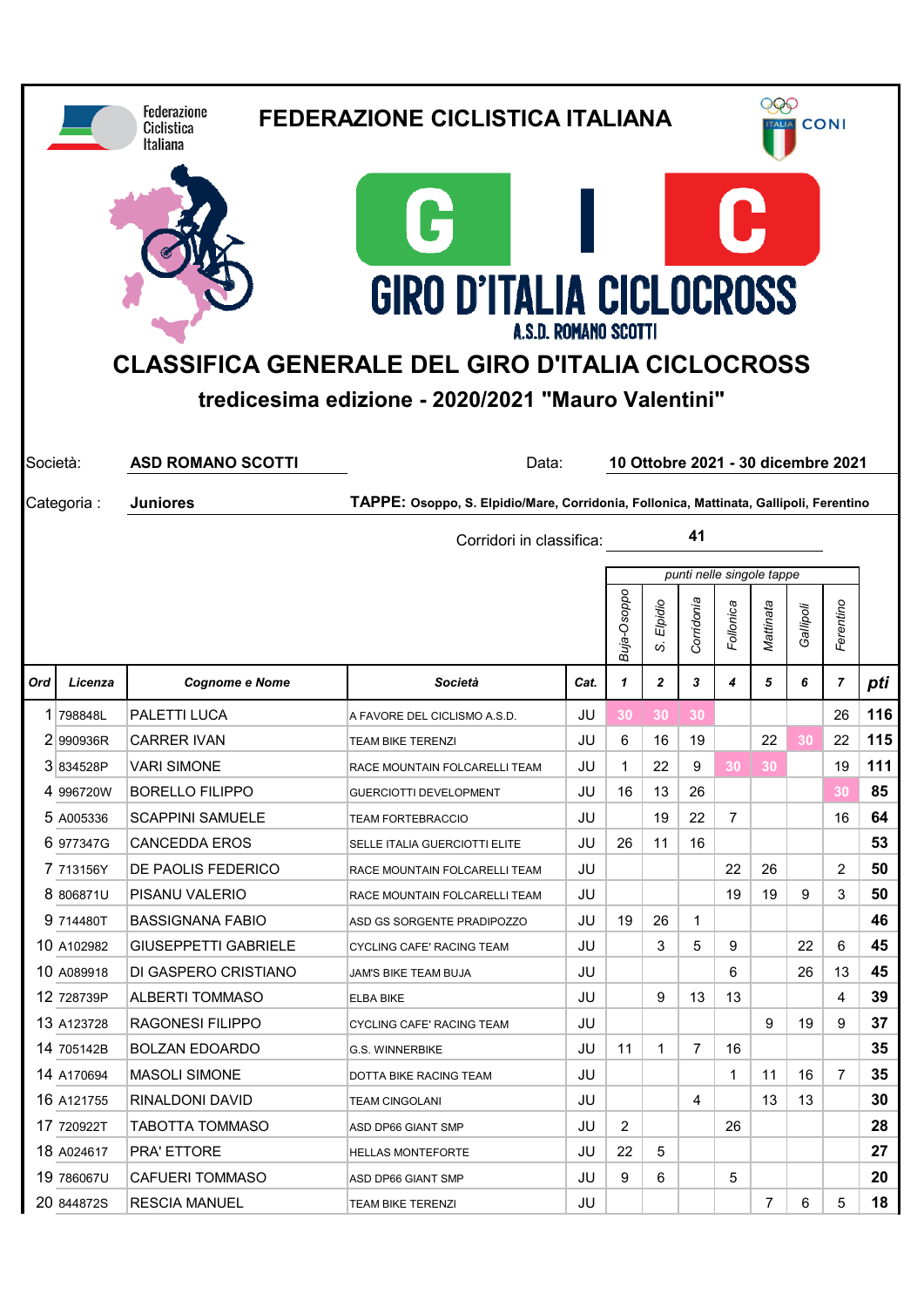Federazione Ciclistica Italiana

# FEDERAZIONE CICLISTICA ITALIANA

CONI

GIC

GIRO D'ITALIA CICLOCROSS

A.S.D. ROMANO SCOTTI

## CLASSIFICA GENERALE DEL GIRO D'ITALIA CICLOCROSS

### tredicesima edizione - 2020/2021 "Mauro Valentini"

Società: **ASD ROMANO SCOTTI** Data: **10 Ottobre 2021 - 30 dicembre 2021**

Categoria : **Juniores** **TAPPE: Osoppo, S. Elpidio/Mare, Corridonia, Follonica, Mattinata, Gallipoli, Ferentino**

Corridori in classifica: **41**

| | | | | | punti nelle singole tappe | | | | | | | |
|---|---|---|---|---|---|---|---|---|---|---|---|---|
| | | | | | Buja-Osoppo | S. Elpidio | Corridonia | Follonica | Mattinata | Gallipoli | Ferentino | |
| **Ord** | **Licenza** | **Cognome e Nome** | **Società** | **Cat.** | **1** | **2** | **3** | **4** | **5** | **6** | **7** | **pti** |
| 1 | 798848L | PALETTI LUCA | A FAVORE DEL CICLISMO A.S.D. | JU | 30 | 30 | 30 | | | | 26 | **116** |
| 2 | 990936R | CARRER IVAN | TEAM BIKE TERENZI | JU | 6 | 16 | 19 | | 22 | 30 | 22 | **115** |
| 3 | 834528P | VARI SIMONE | RACE MOUNTAIN FOLCARELLI TEAM | JU | 1 | 22 | 9 | 30 | 30 | | 19 | **111** |
| 4 | 996720W | BORELLO FILIPPO | GUERCIOTTI DEVELOPMENT | JU | 16 | 13 | 26 | | | | 30 | **85** |
| 5 | A005336 | SCAPPINI SAMUELE | TEAM FORTEBRACCIO | JU | | 19 | 22 | 7 | | | 16 | **64** |
| 6 | 977347G | CANCEDDA EROS | SELLE ITALIA GUERCIOTTI ELITE | JU | 26 | 11 | 16 | | | | | **53** |
| 7 | 713156Y | DE PAOLIS FEDERICO | RACE MOUNTAIN FOLCARELLI TEAM | JU | | | | 22 | 26 | | 2 | **50** |
| 8 | 806871U | PISANU VALERIO | RACE MOUNTAIN FOLCARELLI TEAM | JU | | | | 19 | 19 | 9 | 3 | **50** |
| 9 | 714480T | BASSIGNANA FABIO | ASD GS SORGENTE PRADIPOZZO | JU | 19 | 26 | 1 | | | | | **46** |
| 10 | A102982 | GIUSEPPETTI GABRIELE | CYCLING CAFE' RACING TEAM | JU | | 3 | 5 | 9 | | 22 | 6 | **45** |
| 10 | A089918 | DI GASPERO CRISTIANO | JAM'S BIKE TEAM BUJA | JU | | | | 6 | | 26 | 13 | **45** |
| 12 | 728739P | ALBERTI TOMMASO | ELBA BIKE | JU | | 9 | 13 | 13 | | | 4 | **39** |
| 13 | A123728 | RAGONESI FILIPPO | CYCLING CAFE' RACING TEAM | JU | | | | | 9 | 19 | 9 | **37** |
| 14 | 705142B | BOLZAN EDOARDO | G.S. WINNERBIKE | JU | 11 | 1 | 7 | 16 | | | | **35** |
| 14 | A170694 | MASOLI SIMONE | DOTTA BIKE RACING TEAM | JU | | | | 1 | 11 | 16 | 7 | **35** |
| 16 | A121755 | RINALDONI DAVID | TEAM CINGOLANI | JU | | | 4 | | 13 | 13 | | **30** |
| 17 | 720922T | TABOTTA TOMMASO | ASD DP66 GIANT SMP | JU | 2 | | | 26 | | | | **28** |
| 18 | A024617 | PRA' ETTORE | HELLAS MONTEFORTE | JU | 22 | 5 | | | | | | **27** |
| 19 | 786067U | CAFUERI TOMMASO | ASD DP66 GIANT SMP | JU | 9 | 6 | | 5 | | | | **20** |
| 20 | 844872S | RESCIA MANUEL | TEAM BIKE TERENZI | JU | | | | | 7 | 6 | 5 | **18** |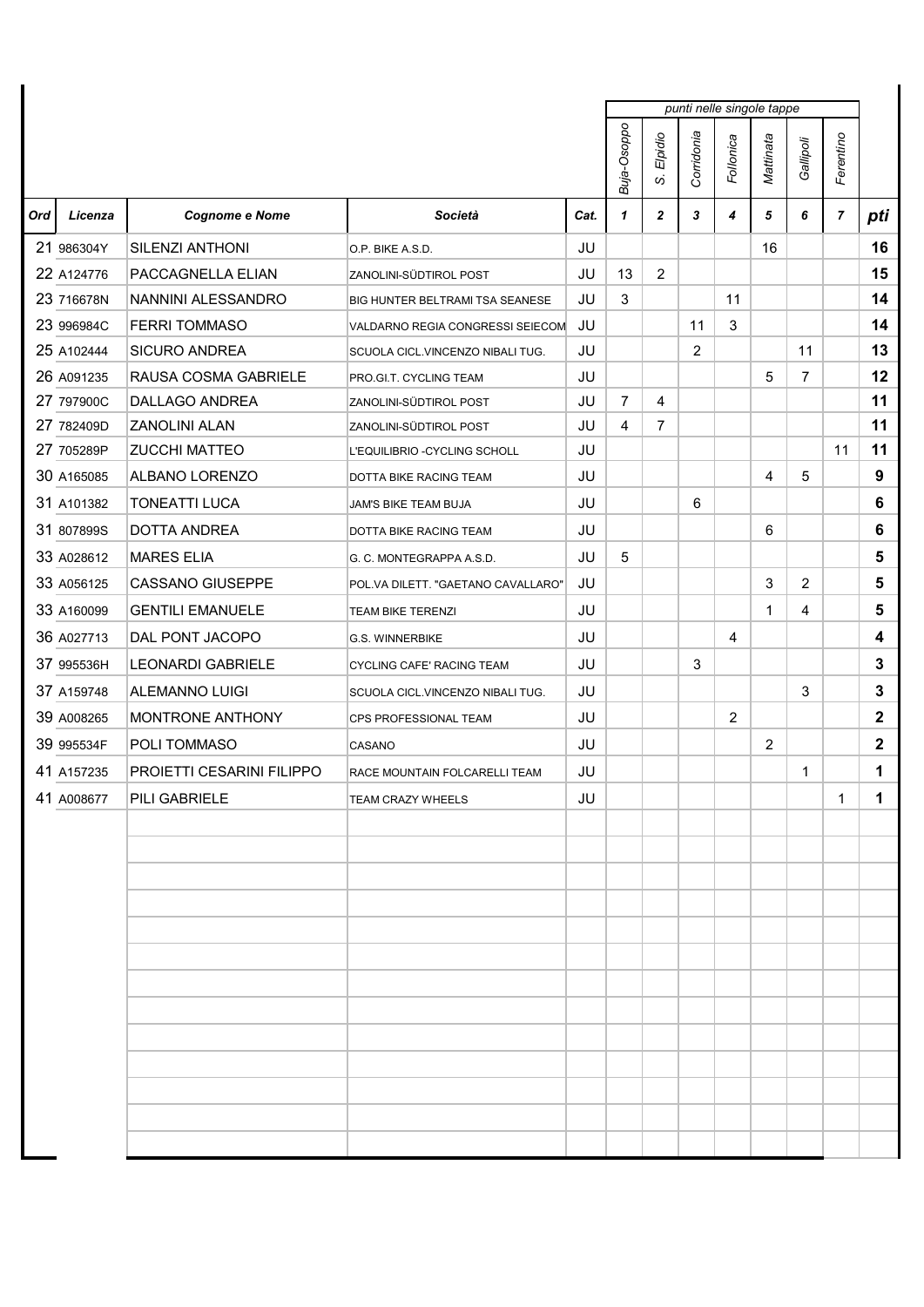| | | | | | punti nelle singole tappe | | | | | | | |
|---|---|---|---|---|---|---|---|---|---|---|---|---|
| | | | | | Buja-Osoppo | S. Elpidio | Corridonia | Follonica | Mattinata | Gallipoli | Ferentino | |
| Ord | Licenza | Cognome e Nome | Società | Cat. | 1 | 2 | 3 | 4 | 5 | 6 | 7 | pti |
| 21 | 986304Y | SILENZI ANTHONI | O.P. BIKE A.S.D. | JU | | | | | 16 | | | 16 |
| 22 | A124776 | PACCAGNELLA ELIAN | ZANOLINI-SÜDTIROL POST | JU | 13 | 2 | | | | | | 15 |
| 23 | 716678N | NANNINI ALESSANDRO | BIG HUNTER BELTRAMI TSA SEANESE | JU | 3 | | | 11 | | | | 14 |
| 23 | 996984C | FERRI TOMMASO | VALDARNO REGIA CONGRESSI SEIECOM | JU | | | 11 | 3 | | | | 14 |
| 25 | A102444 | SICURO ANDREA | SCUOLA CICL.VINCENZO NIBALI TUG. | JU | | | 2 | | | 11 | | 13 |
| 26 | A091235 | RAUSA COSMA GABRIELE | PRO.GI.T. CYCLING TEAM | JU | | | | | 5 | 7 | | 12 |
| 27 | 797900C | DALLAGO ANDREA | ZANOLINI-SÜDTIROL POST | JU | 7 | 4 | | | | | | 11 |
| 27 | 782409D | ZANOLINI ALAN | ZANOLINI-SÜDTIROL POST | JU | 4 | 7 | | | | | | 11 |
| 27 | 705289P | ZUCCHI MATTEO | L'EQUILIBRIO -CYCLING SCHOLL | JU | | | | | | | 11 | 11 |
| 30 | A165085 | ALBANO LORENZO | DOTTA BIKE RACING TEAM | JU | | | | | 4 | 5 | | 9 |
| 31 | A101382 | TONEATTI LUCA | JAM'S BIKE TEAM BUJA | JU | | | 6 | | | | | 6 |
| 31 | 807899S | DOTTA ANDREA | DOTTA BIKE RACING TEAM | JU | | | | | 6 | | | 6 |
| 33 | A028612 | MARES ELIA | G. C. MONTEGRAPPA A.S.D. | JU | 5 | | | | | | | 5 |
| 33 | A056125 | CASSANO GIUSEPPE | POL.VA DILETT. "GAETANO CAVALLARO" | JU | | | | | 3 | 2 | | 5 |
| 33 | A160099 | GENTILI EMANUELE | TEAM BIKE TERENZI | JU | | | | | 1 | 4 | | 5 |
| 36 | A027713 | DAL PONT JACOPO | G.S. WINNERBIKE | JU | | | | 4 | | | | 4 |
| 37 | 995536H | LEONARDI GABRIELE | CYCLING CAFE' RACING TEAM | JU | | | 3 | | | | | 3 |
| 37 | A159748 | ALEMANNO LUIGI | SCUOLA CICL.VINCENZO NIBALI TUG. | JU | | | | | | 3 | | 3 |
| 39 | A008265 | MONTRONE ANTHONY | CPS PROFESSIONAL TEAM | JU | | | | 2 | | | | 2 |
| 39 | 995534F | POLI TOMMASO | CASANO | JU | | | | | 2 | | | 2 |
| 41 | A157235 | PROIETTI CESARINI FILIPPO | RACE MOUNTAIN FOLCARELLI TEAM | JU | | | | | | 1 | | 1 |
| 41 | A008677 | PILI GABRIELE | TEAM CRAZY WHEELS | JU | | | | | | | 1 | 1 |